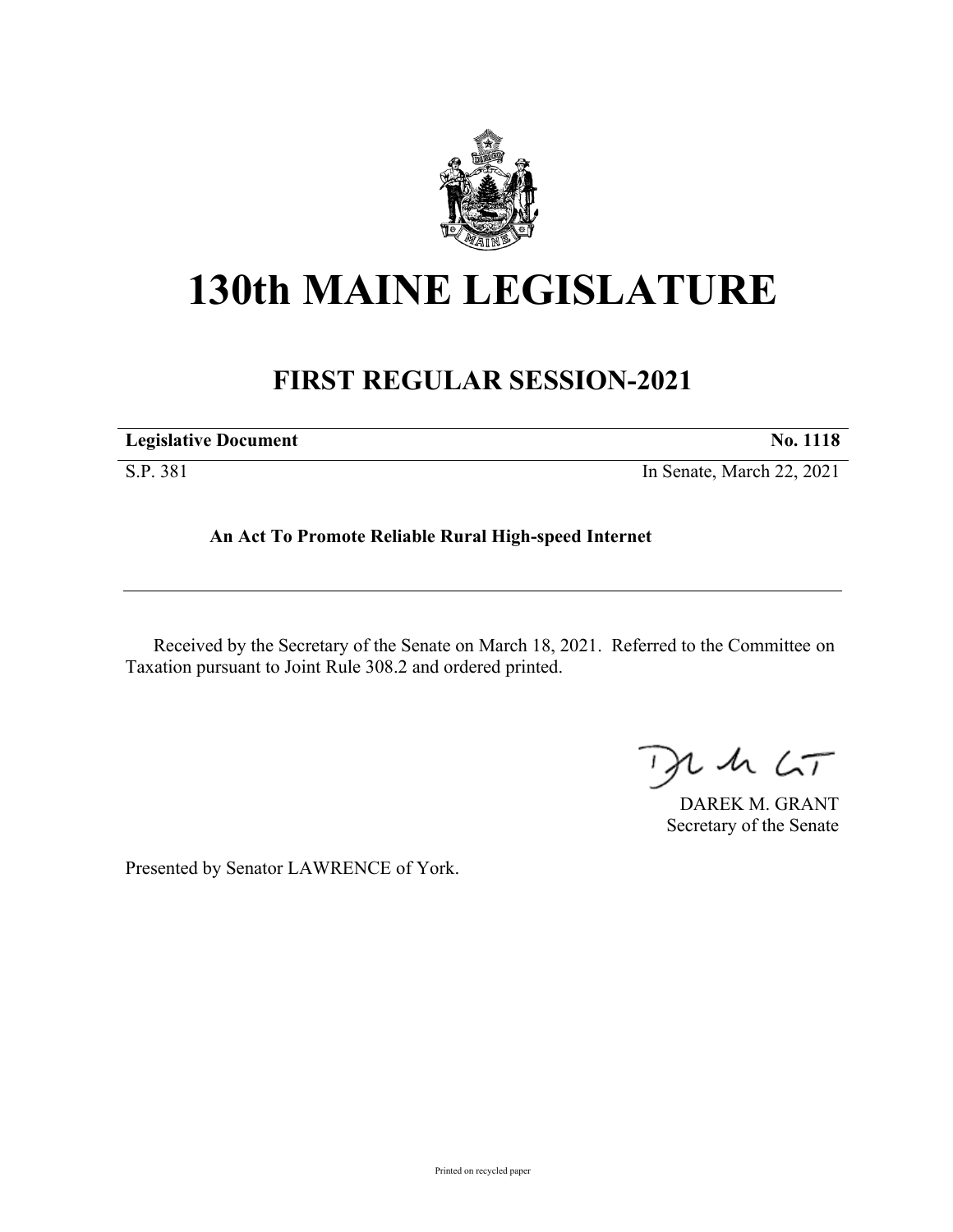# 130th MAINE LEGISLATURE

## FIRST REGULAR SESSION-2021

| **Legislative Document** | **No. 1118** |
|---|---|
| S.P. 381 | In Senate, March 22, 2021 |

**An Act To Promote Reliable Rural High-speed Internet**

---

Received by the Secretary of the Senate on March 18, 2021. Referred to the Committee on Taxation pursuant to Joint Rule 308.2 and ordered printed.

DAREK M. GRANT
Secretary of the Senate

Presented by Senator LAWRENCE of York.

Printed on recycled paper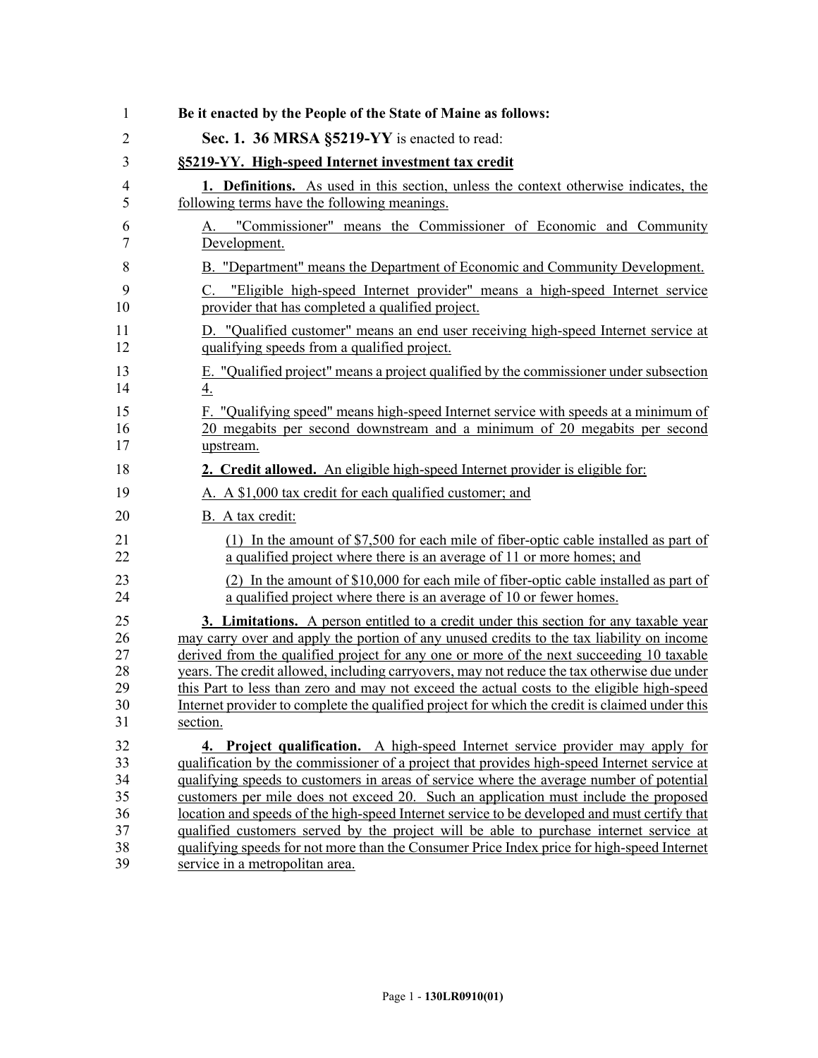**Be it enacted by the People of the State of Maine as follows:**

**Sec. 1. 36 MRSA §5219-YY** is enacted to read:

**§5219-YY. High-speed Internet investment tax credit**

**1. Definitions.** As used in this section, unless the context otherwise indicates, the following terms have the following meanings.

A. "Commissioner" means the Commissioner of Economic and Community Development.

B. "Department" means the Department of Economic and Community Development.

C. "Eligible high-speed Internet provider" means a high-speed Internet service provider that has completed a qualified project.

D. "Qualified customer" means an end user receiving high-speed Internet service at qualifying speeds from a qualified project.

E. "Qualified project" means a project qualified by the commissioner under subsection 4.

F. "Qualifying speed" means high-speed Internet service with speeds at a minimum of 20 megabits per second downstream and a minimum of 20 megabits per second upstream.

**2. Credit allowed.** An eligible high-speed Internet provider is eligible for:

A. A $1,000 tax credit for each qualified customer; and

B. A tax credit:

(1) In the amount of $7,500 for each mile of fiber-optic cable installed as part of a qualified project where there is an average of 11 or more homes; and

(2) In the amount of $10,000 for each mile of fiber-optic cable installed as part of a qualified project where there is an average of 10 or fewer homes.

**3. Limitations.** A person entitled to a credit under this section for any taxable year may carry over and apply the portion of any unused credits to the tax liability on income derived from the qualified project for any one or more of the next succeeding 10 taxable years. The credit allowed, including carryovers, may not reduce the tax otherwise due under this Part to less than zero and may not exceed the actual costs to the eligible high-speed Internet provider to complete the qualified project for which the credit is claimed under this section.

**4. Project qualification.** A high-speed Internet service provider may apply for qualification by the commissioner of a project that provides high-speed Internet service at qualifying speeds to customers in areas of service where the average number of potential customers per mile does not exceed 20. Such an application must include the proposed location and speeds of the high-speed Internet service to be developed and must certify that qualified customers served by the project will be able to purchase internet service at qualifying speeds for not more than the Consumer Price Index price for high-speed Internet service in a metropolitan area.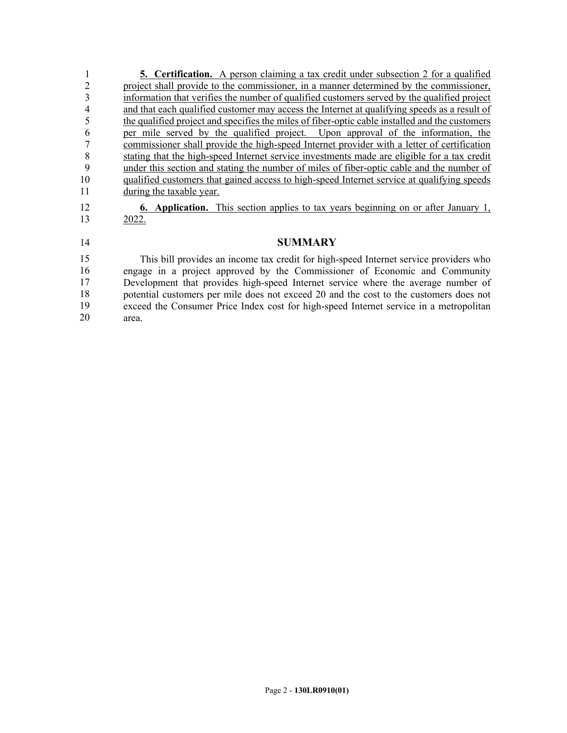**5. Certification.** A person claiming a tax credit under subsection 2 for a qualified project shall provide to the commissioner, in a manner determined by the commissioner, information that verifies the number of qualified customers served by the qualified project and that each qualified customer may access the Internet at qualifying speeds as a result of the qualified project and specifies the miles of fiber-optic cable installed and the customers per mile served by the qualified project. Upon approval of the information, the commissioner shall provide the high-speed Internet provider with a letter of certification stating that the high-speed Internet service investments made are eligible for a tax credit under this section and stating the number of miles of fiber-optic cable and the number of qualified customers that gained access to high-speed Internet service at qualifying speeds during the taxable year.

**6. Application.** This section applies to tax years beginning on or after January 1, 2022.

## SUMMARY

This bill provides an income tax credit for high-speed Internet service providers who engage in a project approved by the Commissioner of Economic and Community Development that provides high-speed Internet service where the average number of potential customers per mile does not exceed 20 and the cost to the customers does not exceed the Consumer Price Index cost for high-speed Internet service in a metropolitan area.